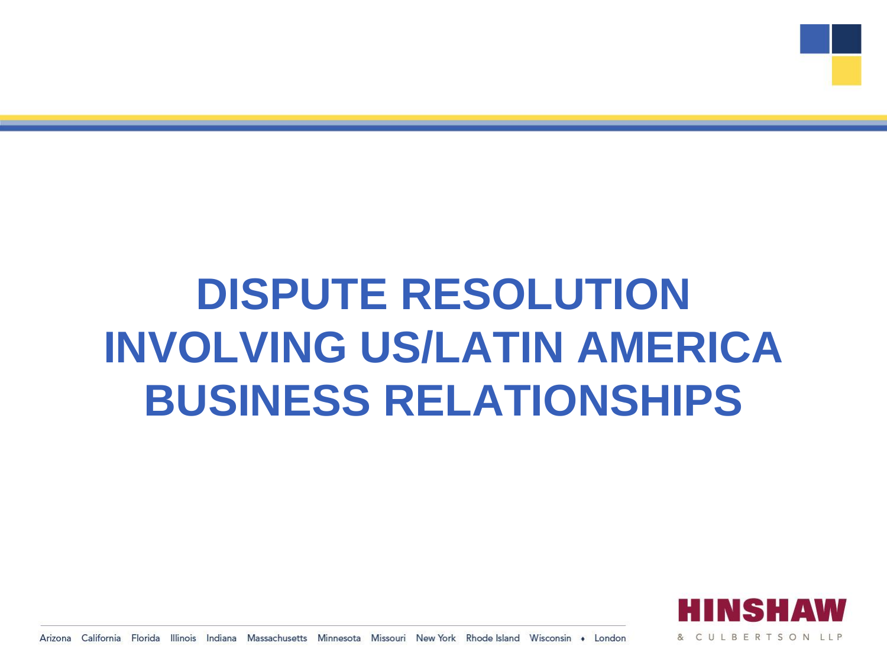# DISPUTE RESOLUTION INVOLVING US/LATIN AMERICA BUSINESS RELATIONSHIPS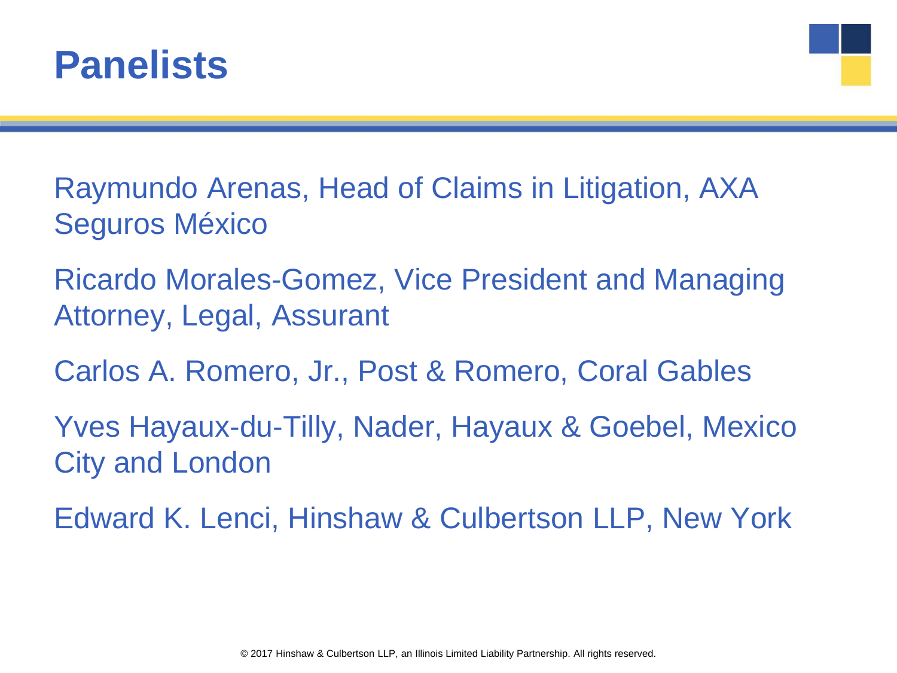# Panelists

Raymundo Arenas, Head of Claims in Litigation, AXA Seguros México

Ricardo Morales-Gomez, Vice President and Managing Attorney, Legal, Assurant

Carlos A. Romero, Jr., Post & Romero, Coral Gables

Yves Hayaux-du-Tilly, Nader, Hayaux & Goebel, Mexico City and London

Edward K. Lenci, Hinshaw & Culbertson LLP, New York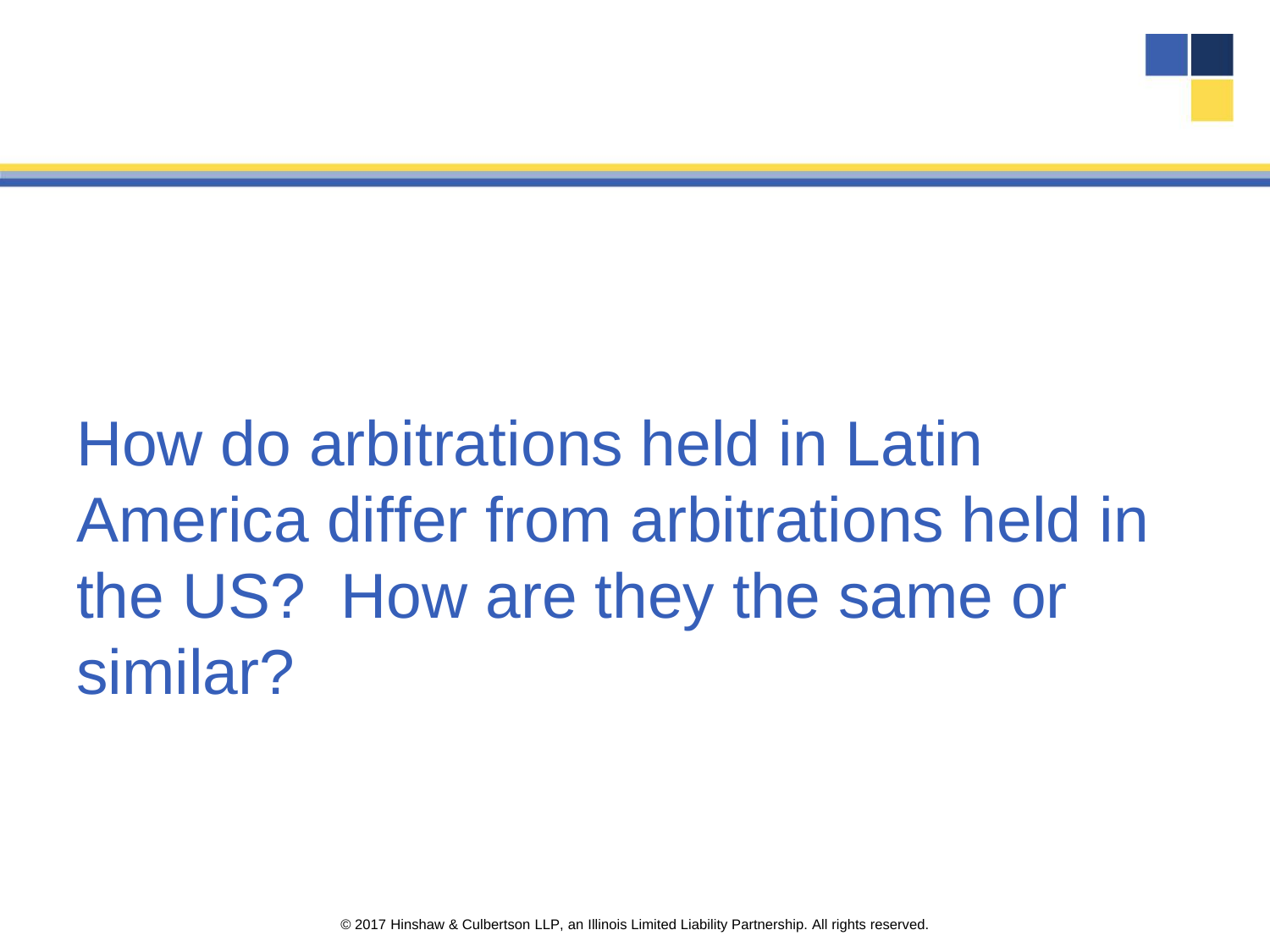# How do arbitrations held in Latin America differ from arbitrations held in the US? How are they the same or similar?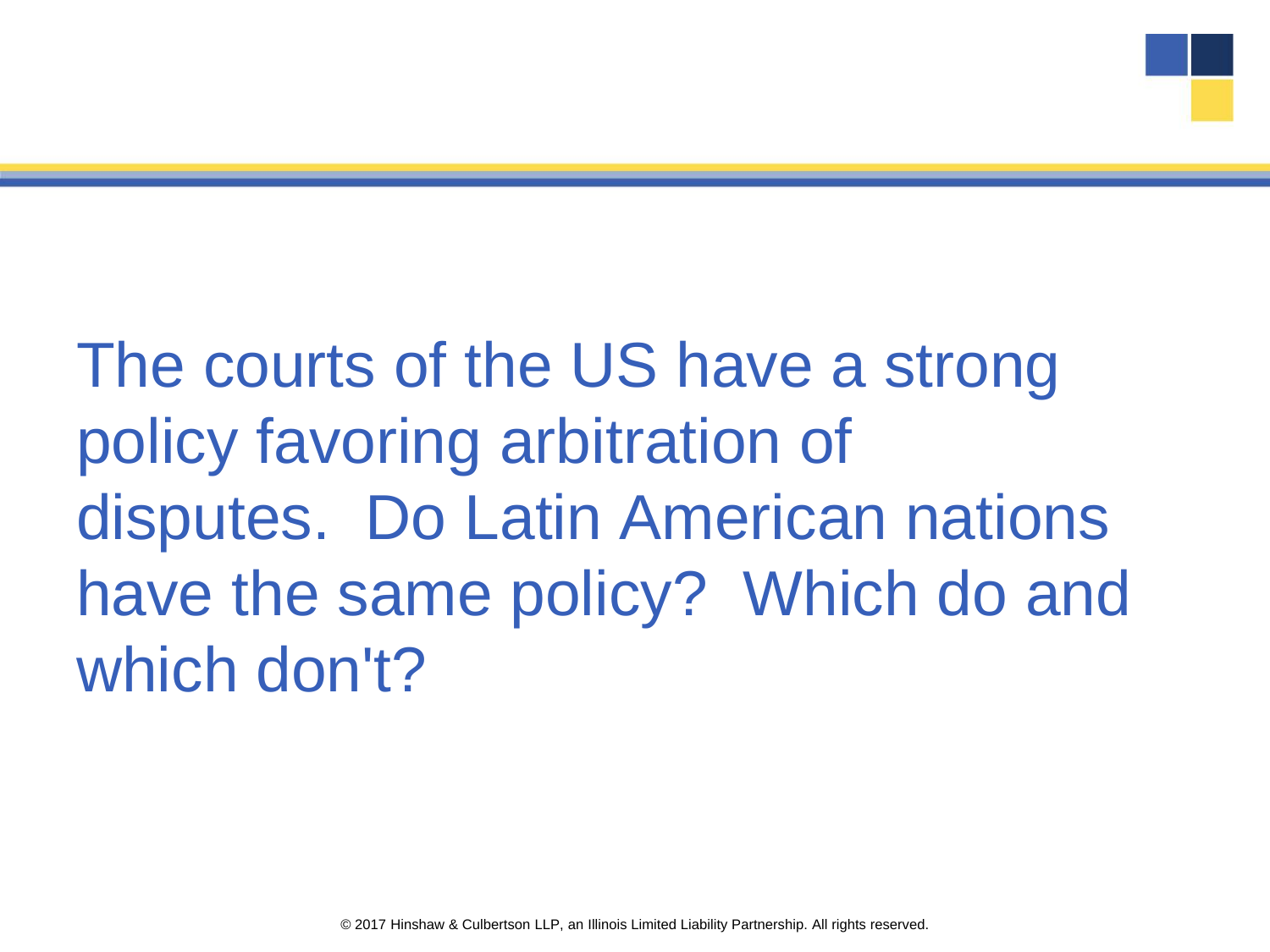The courts of the US have a strong policy favoring arbitration of disputes. Do Latin American nations have the same policy? Which do and which don't?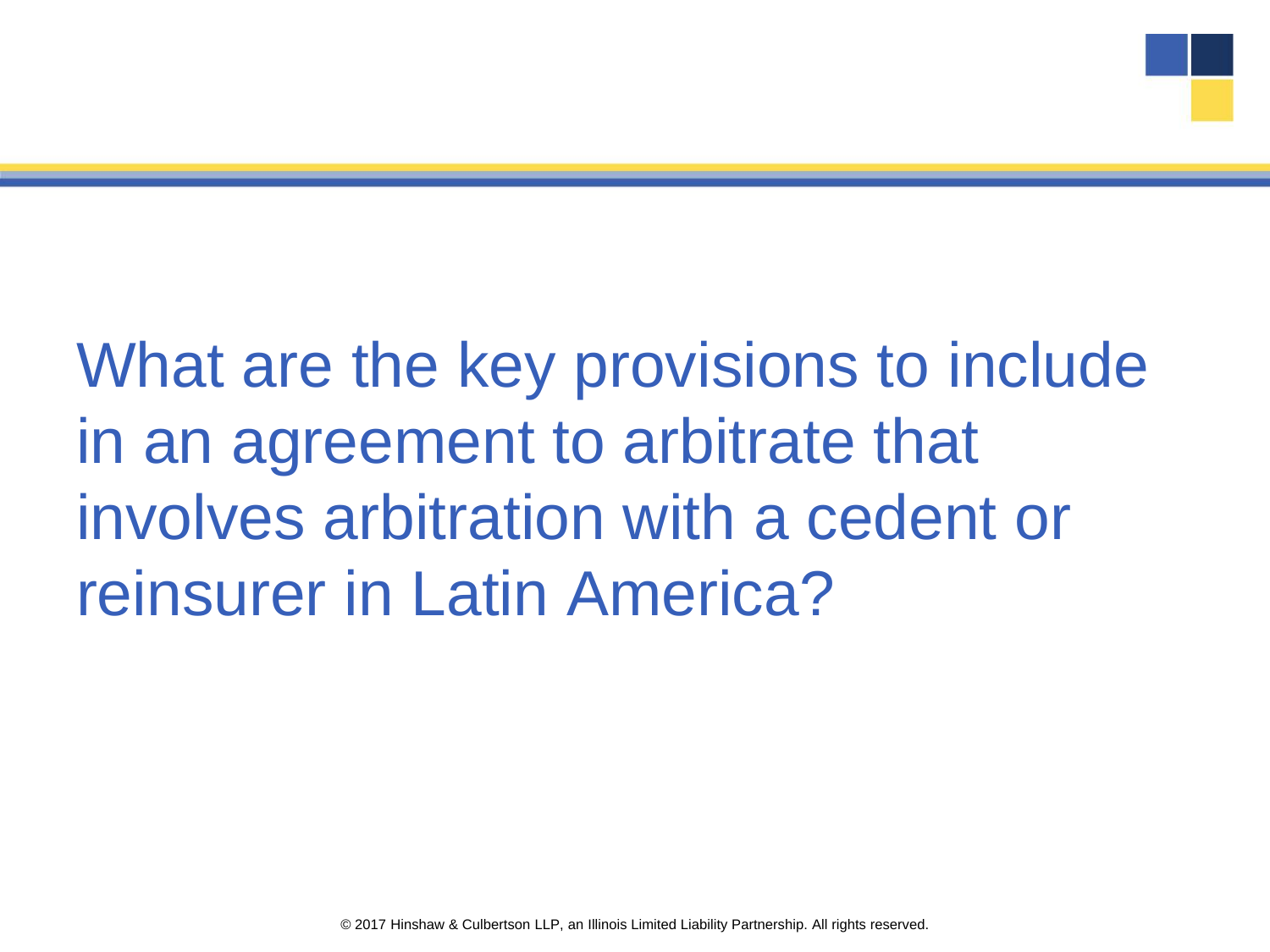# What are the key provisions to include in an agreement to arbitrate that involves arbitration with a cedent or reinsurer in Latin America?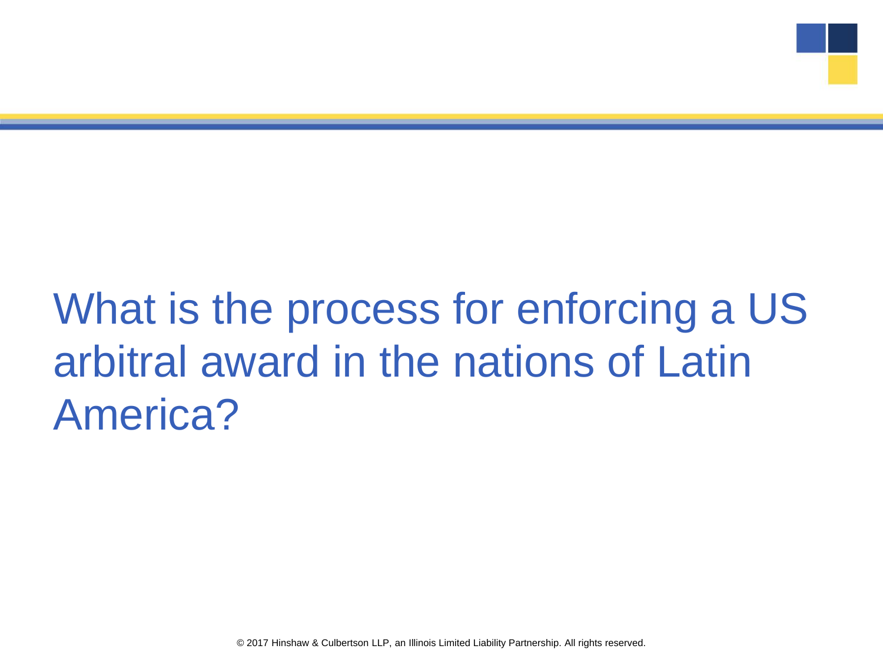# What is the process for enforcing a US arbitral award in the nations of Latin America?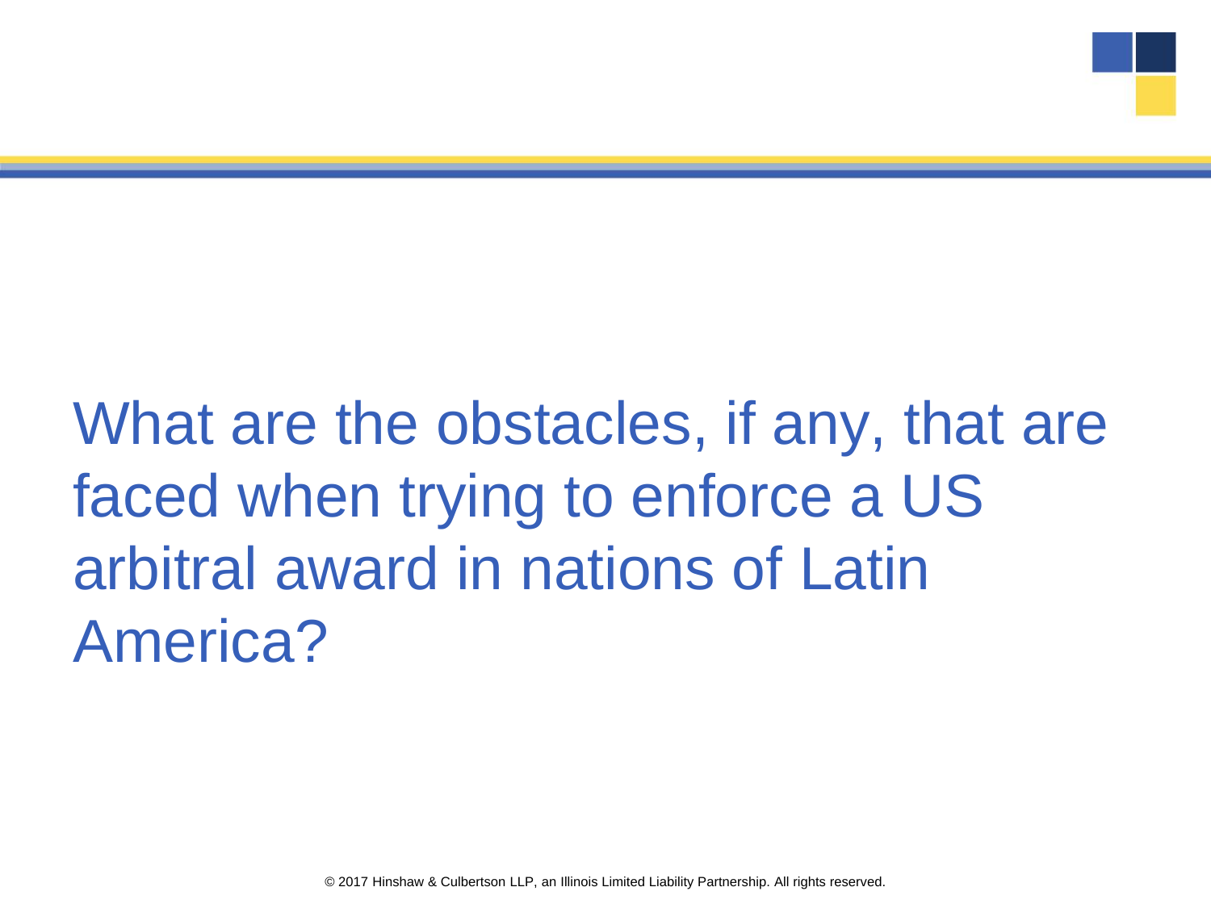# What are the obstacles, if any, that are faced when trying to enforce a US arbitral award in nations of Latin America?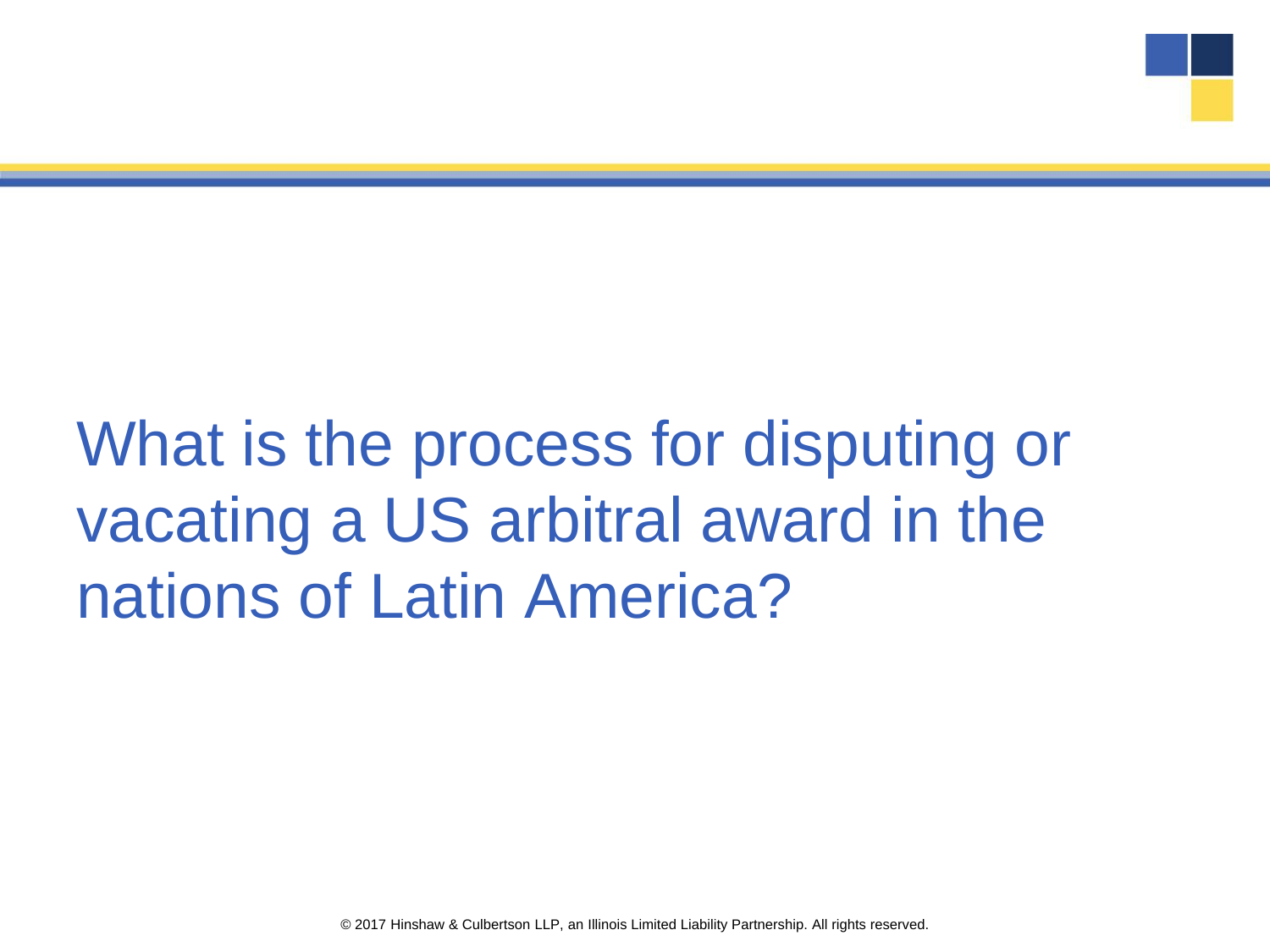# What is the process for disputing or vacating a US arbitral award in the nations of Latin America?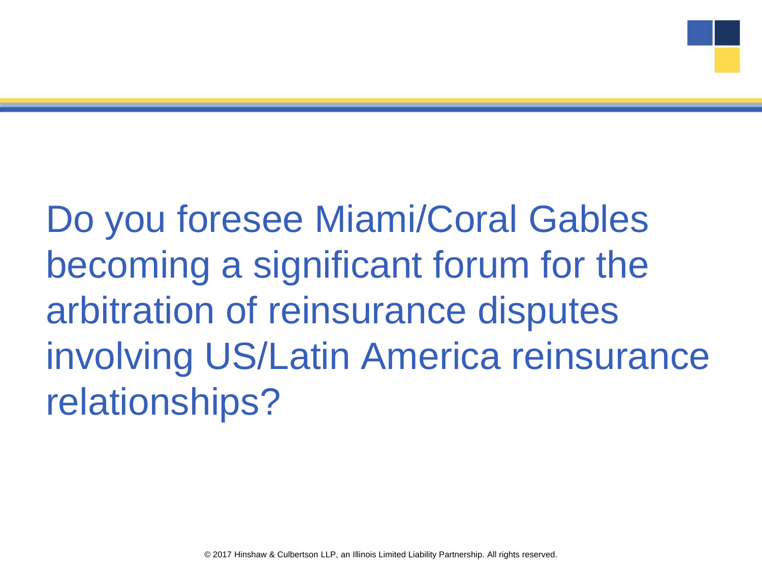Do you foresee Miami/Coral Gables becoming a significant forum for the arbitration of reinsurance disputes involving US/Latin America reinsurance relationships?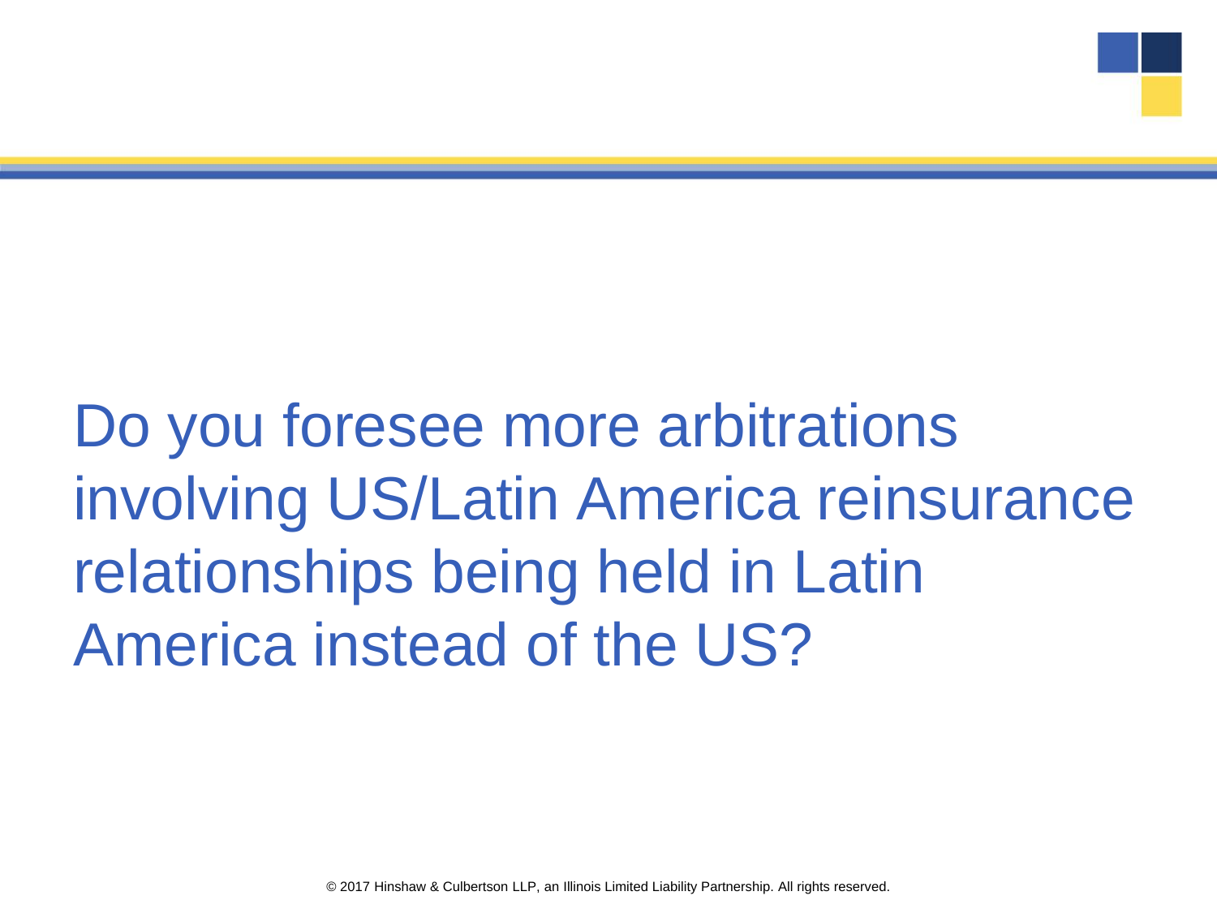Do you foresee more arbitrations involving US/Latin America reinsurance relationships being held in Latin America instead of the US?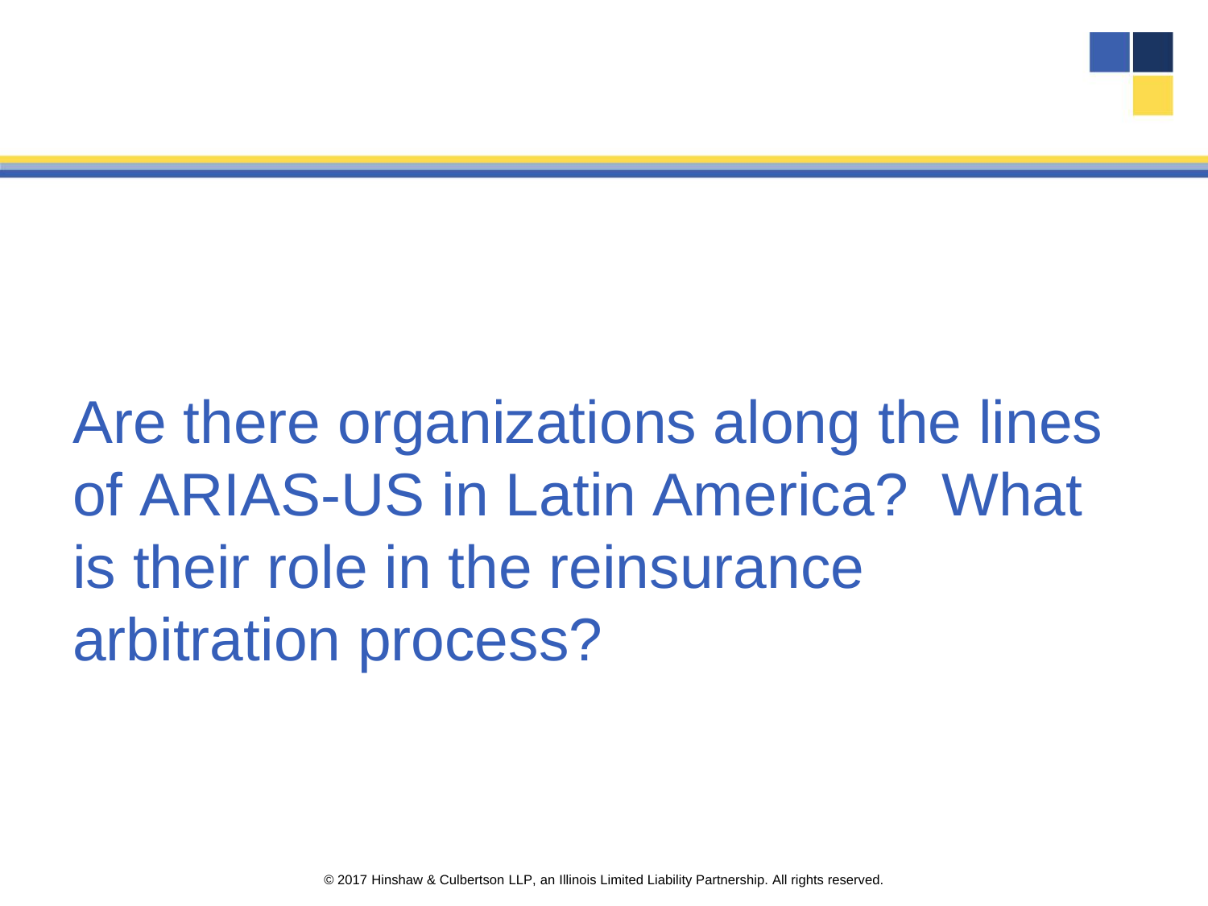# Are there organizations along the lines of ARIAS-US in Latin America? What is their role in the reinsurance arbitration process?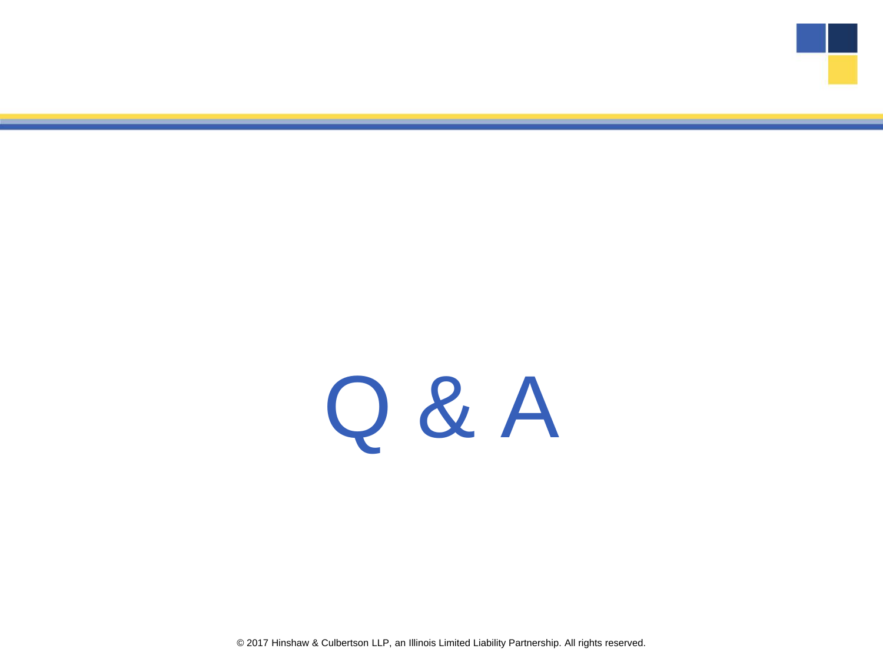# Q & A

© 2017 Hinshaw & Culbertson LLP, an Illinois Limited Liability Partnership. All rights reserved.